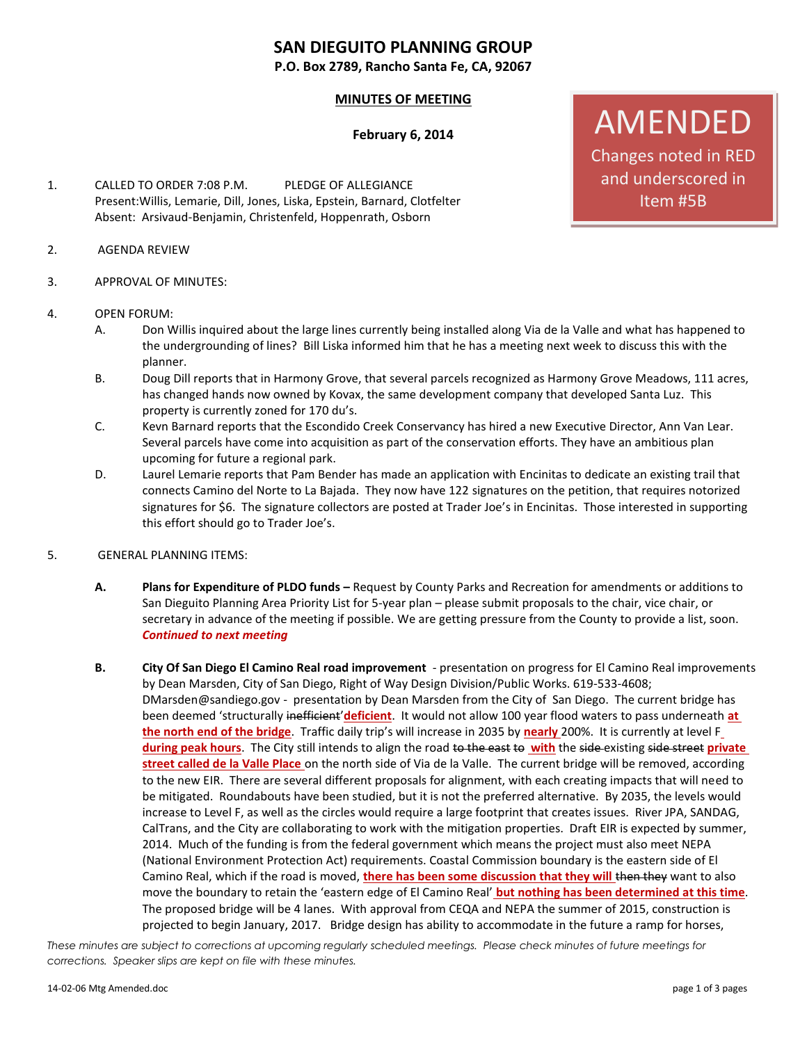# SAN DIEGUITO PLANNING GROUP

**P.O. Box 2789, Rancho Santa Fe, CA, 92067**

**MINUTES OF MEETING**

**February 6, 2014**

AMENDED

Changes noted in RED and underscored in Item #5B

1. CALLED TO ORDER 7:08 P.M. PLEDGE OF ALLEGIANCE
   Present: Willis, Lemarie, Dill, Jones, Liska, Epstein, Barnard, Clotfelter
   Absent: Arsivaud-Benjamin, Christenfeld, Hoppenrath, Osborn

2. AGENDA REVIEW

3. APPROVAL OF MINUTES:

4. OPEN FORUM:
   - A. Don Willis inquired about the large lines currently being installed along Via de la Valle and what has happened to the undergrounding of lines? Bill Liska informed him that he has a meeting next week to discuss this with the planner.
   - B. Doug Dill reports that in Harmony Grove, that several parcels recognized as Harmony Grove Meadows, 111 acres, has changed hands now owned by Kovax, the same development company that developed Santa Luz. This property is currently zoned for 170 du's.
   - C. Kevn Barnard reports that the Escondido Creek Conservancy has hired a new Executive Director, Ann Van Lear. Several parcels have come into acquisition as part of the conservation efforts. They have an ambitious plan upcoming for future a regional park.
   - D. Laurel Lemarie reports that Pam Bender has made an application with Encinitas to dedicate an existing trail that connects Camino del Norte to La Bajada. They now have 122 signatures on the petition, that requires notorized signatures for $6. The signature collectors are posted at Trader Joe's in Encinitas. Those interested in supporting this effort should go to Trader Joe's.

5. GENERAL PLANNING ITEMS:

   **A. Plans for Expenditure of PLDO funds –** Request by County Parks and Recreation for amendments or additions to San Dieguito Planning Area Priority List for 5-year plan – please submit proposals to the chair, vice chair, or secretary in advance of the meeting if possible. We are getting pressure from the County to provide a list, soon. ***Continued to next meeting***

   **B. City Of San Diego El Camino Real road improvement** - presentation on progress for El Camino Real improvements by Dean Marsden, City of San Diego, Right of Way Design Division/Public Works. 619-533-4608; DMarsden@sandiego.gov - presentation by Dean Marsden from the City of San Diego. The current bridge has been deemed 'structurally ~~inefficient~~'**deficient**. It would not allow 100 year flood waters to pass underneath **at the north end of the bridge**. Traffic daily trip's will increase in 2035 by **nearly** 200%. It is currently at level F **during peak hours**. The City still intends to align the road ~~to the east to~~ **with** the ~~side~~ existing ~~side street~~ **private street called de la Valle Place** on the north side of Via de la Valle. The current bridge will be removed, according to the new EIR. There are several different proposals for alignment, with each creating impacts that will need to be mitigated. Roundabouts have been studied, but it is not the preferred alternative. By 2035, the levels would increase to Level F, as well as the circles would require a large footprint that creates issues. River JPA, SANDAG, CalTrans, and the City are collaborating to work with the mitigation properties. Draft EIR is expected by summer, 2014. Much of the funding is from the federal government which means the project must also meet NEPA (National Environment Protection Act) requirements. Coastal Commission boundary is the eastern side of El Camino Real, which if the road is moved, **there has been some discussion that they will** ~~then they~~ want to also move the boundary to retain the 'eastern edge of El Camino Real' **but nothing has been determined at this time**. The proposed bridge will be 4 lanes. With approval from CEQA and NEPA the summer of 2015, construction is projected to begin January, 2017. Bridge design has ability to accommodate in the future a ramp for horses,

*These minutes are subject to corrections at upcoming regularly scheduled meetings. Please check minutes of future meetings for corrections. Speaker slips are kept on file with these minutes.*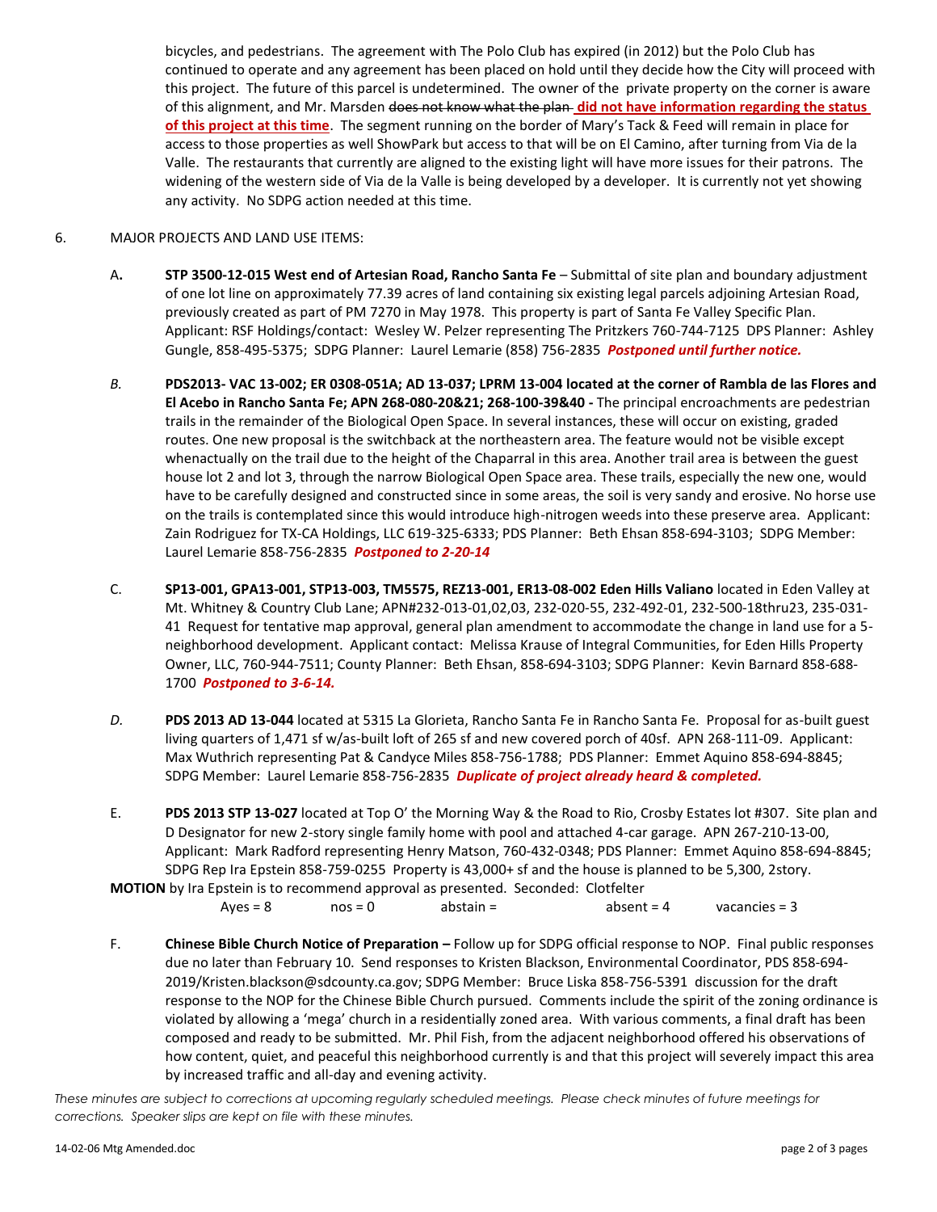bicycles, and pedestrians. The agreement with The Polo Club has expired (in 2012) but the Polo Club has continued to operate and any agreement has been placed on hold until they decide how the City will proceed with this project. The future of this parcel is undetermined. The owner of the private property on the corner is aware of this alignment, and Mr. Marsden ~~does not know what the plan~~ **did not have information regarding the status of this project at this time**. The segment running on the border of Mary's Tack & Feed will remain in place for access to those properties as well ShowPark but access to that will be on El Camino, after turning from Via de la Valle. The restaurants that currently are aligned to the existing light will have more issues for their patrons. The widening of the western side of Via de la Valle is being developed by a developer. It is currently not yet showing any activity. No SDPG action needed at this time.

6. MAJOR PROJECTS AND LAND USE ITEMS:

A. **STP 3500-12-015 West end of Artesian Road, Rancho Santa Fe** – Submittal of site plan and boundary adjustment of one lot line on approximately 77.39 acres of land containing six existing legal parcels adjoining Artesian Road, previously created as part of PM 7270 in May 1978. This property is part of Santa Fe Valley Specific Plan. Applicant: RSF Holdings/contact: Wesley W. Pelzer representing The Pritzkers 760-744-7125 DPS Planner: Ashley Gungle, 858-495-5375; SDPG Planner: Laurel Lemarie (858) 756-2835 ***Postponed until further notice.***

*B.* **PDS2013- VAC 13-002; ER 0308-051A; AD 13-037; LPRM 13-004 located at the corner of Rambla de las Flores and El Acebo in Rancho Santa Fe; APN 268-080-20&21; 268-100-39&40 -** The principal encroachments are pedestrian trails in the remainder of the Biological Open Space. In several instances, these will occur on existing, graded routes. One new proposal is the switchback at the northeastern area. The feature would not be visible except whenactually on the trail due to the height of the Chaparral in this area. Another trail area is between the guest house lot 2 and lot 3, through the narrow Biological Open Space area. These trails, especially the new one, would have to be carefully designed and constructed since in some areas, the soil is very sandy and erosive. No horse use on the trails is contemplated since this would introduce high-nitrogen weeds into these preserve area. Applicant: Zain Rodriguez for TX-CA Holdings, LLC 619-325-6333; PDS Planner: Beth Ehsan 858-694-3103; SDPG Member: Laurel Lemarie 858-756-2835 ***Postponed to 2-20-14***

C. **SP13-001, GPA13-001, STP13-003, TM5575, REZ13-001, ER13-08-002 Eden Hills Valiano** located in Eden Valley at Mt. Whitney & Country Club Lane; APN#232-013-01,02,03, 232-020-55, 232-492-01, 232-500-18thru23, 235-031-41 Request for tentative map approval, general plan amendment to accommodate the change in land use for a 5-neighborhood development. Applicant contact: Melissa Krause of Integral Communities, for Eden Hills Property Owner, LLC, 760-944-7511; County Planner: Beth Ehsan, 858-694-3103; SDPG Planner: Kevin Barnard 858-688-1700 ***Postponed to 3-6-14.***

*D.* **PDS 2013 AD 13-044** located at 5315 La Glorieta, Rancho Santa Fe in Rancho Santa Fe. Proposal for as-built guest living quarters of 1,471 sf w/as-built loft of 265 sf and new covered porch of 40sf. APN 268-111-09. Applicant: Max Wuthrich representing Pat & Candyce Miles 858-756-1788; PDS Planner: Emmet Aquino 858-694-8845; SDPG Member: Laurel Lemarie 858-756-2835 ***Duplicate of project already heard & completed.***

E. **PDS 2013 STP 13-027** located at Top O' the Morning Way & the Road to Rio, Crosby Estates lot #307. Site plan and D Designator for new 2-story single family home with pool and attached 4-car garage. APN 267-210-13-00, Applicant: Mark Radford representing Henry Matson, 760-432-0348; PDS Planner: Emmet Aquino 858-694-8845; SDPG Rep Ira Epstein 858-759-0255 Property is 43,000+ sf and the house is planned to be 5,300, 2story.

**MOTION** by Ira Epstein is to recommend approval as presented. Seconded: Clotfelter

Ayes = 8 nos = 0 abstain = absent = 4 vacancies = 3

F. **Chinese Bible Church Notice of Preparation –** Follow up for SDPG official response to NOP. Final public responses due no later than February 10. Send responses to Kristen Blackson, Environmental Coordinator, PDS 858-694-2019/Kristen.blackson@sdcounty.ca.gov; SDPG Member: Bruce Liska 858-756-5391 discussion for the draft response to the NOP for the Chinese Bible Church pursued. Comments include the spirit of the zoning ordinance is violated by allowing a 'mega' church in a residentially zoned area. With various comments, a final draft has been composed and ready to be submitted. Mr. Phil Fish, from the adjacent neighborhood offered his observations of how content, quiet, and peaceful this neighborhood currently is and that this project will severely impact this area by increased traffic and all-day and evening activity.

*These minutes are subject to corrections at upcoming regularly scheduled meetings. Please check minutes of future meetings for corrections. Speaker slips are kept on file with these minutes.*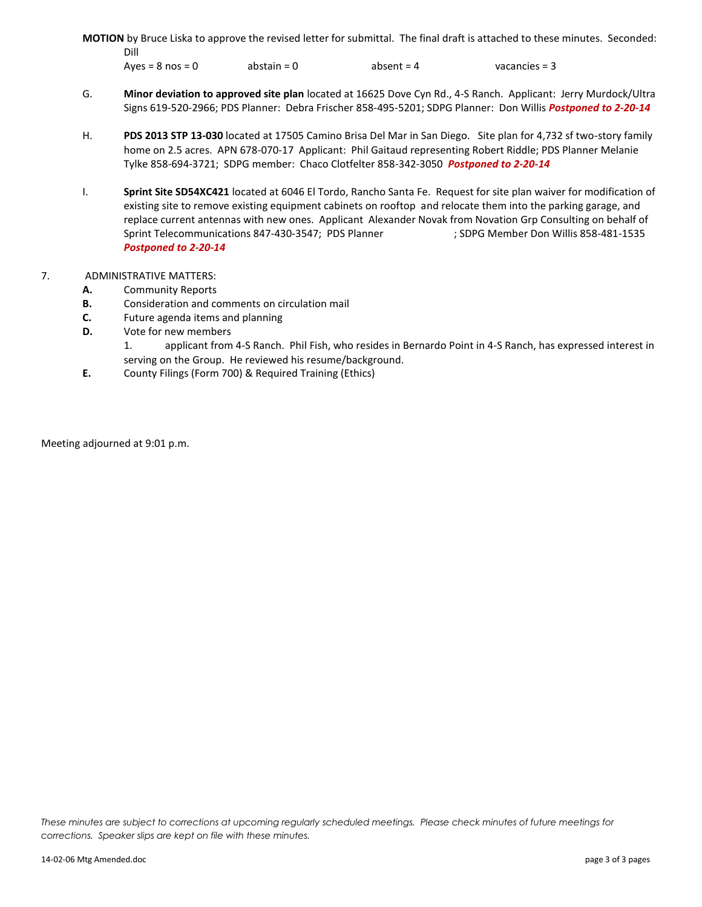**MOTION** by Bruce Liska to approve the revised letter for submittal. The final draft is attached to these minutes. Seconded: Dill

Ayes = 8 nos = 0 abstain = 0 absent = 4 vacancies = 3

G. **Minor deviation to approved site plan** located at 16625 Dove Cyn Rd., 4-S Ranch. Applicant: Jerry Murdock/Ultra Signs 619-520-2966; PDS Planner: Debra Frischer 858-495-5201; SDPG Planner: Don Willis ***Postponed to 2-20-14***

H. **PDS 2013 STP 13-030** located at 17505 Camino Brisa Del Mar in San Diego. Site plan for 4,732 sf two-story family home on 2.5 acres. APN 678-070-17 Applicant: Phil Gaitaud representing Robert Riddle; PDS Planner Melanie Tylke 858-694-3721; SDPG member: Chaco Clotfelter 858-342-3050 ***Postponed to 2-20-14***

I. **Sprint Site SD54XC421** located at 6046 El Tordo, Rancho Santa Fe. Request for site plan waiver for modification of existing site to remove existing equipment cabinets on rooftop and relocate them into the parking garage, and replace current antennas with new ones. Applicant Alexander Novak from Novation Grp Consulting on behalf of Sprint Telecommunications 847-430-3547; PDS Planner ; SDPG Member Don Willis 858-481-1535 ***Postponed to 2-20-14***

7. ADMINISTRATIVE MATTERS:

**A.** Community Reports

**B.** Consideration and comments on circulation mail

**C.** Future agenda items and planning

**D.** Vote for new members

1. applicant from 4-S Ranch. Phil Fish, who resides in Bernardo Point in 4-S Ranch, has expressed interest in serving on the Group. He reviewed his resume/background.

**E.** County Filings (Form 700) & Required Training (Ethics)

Meeting adjourned at 9:01 p.m.

*These minutes are subject to corrections at upcoming regularly scheduled meetings. Please check minutes of future meetings for corrections. Speaker slips are kept on file with these minutes.*